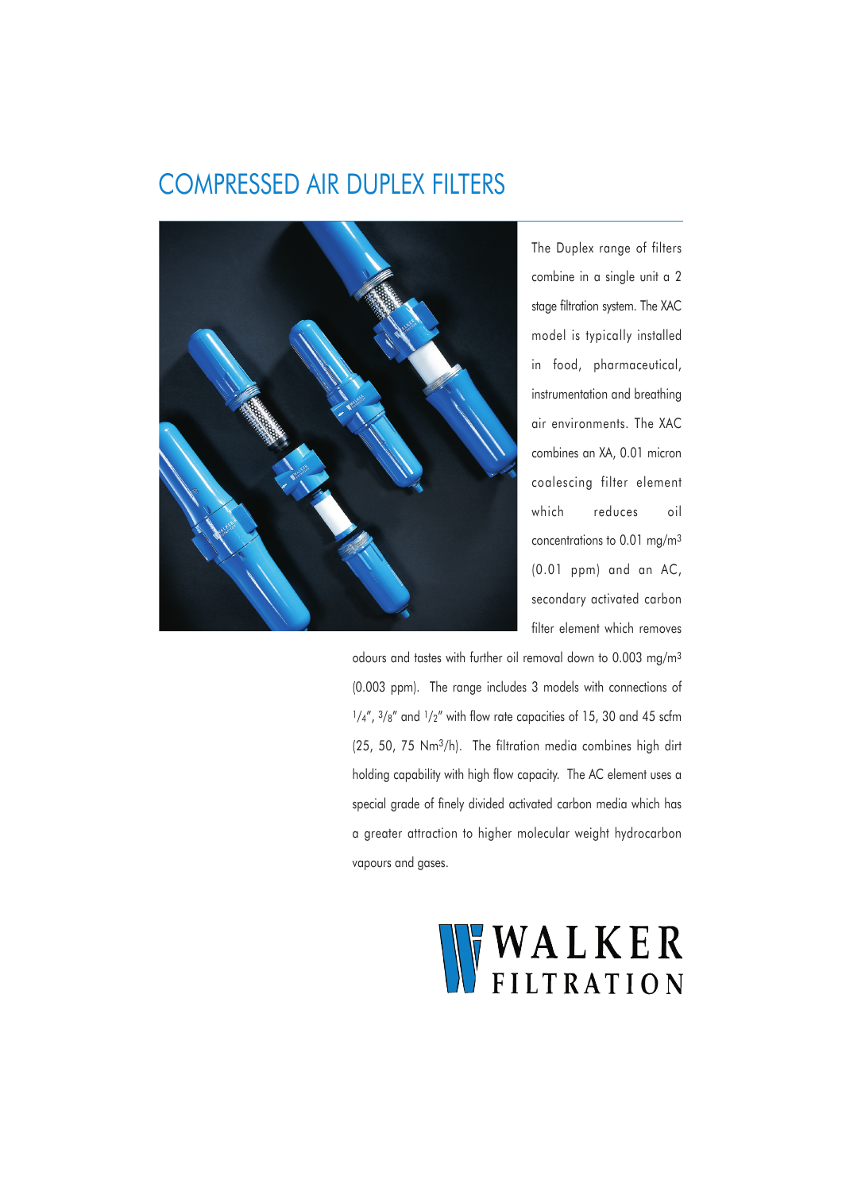# COMPRESSED AIR DUPLEX FILTERS

The Duplex range of filters combine in a single unit a 2 stage filtration system. The XAC model is typically installed in food, pharmaceutical, instrumentation and breathing air environments. The XAC combines an XA, 0.01 micron coalescing filter element which reduces oil concentrations to 0.01 mg/m$^3$ (0.01 ppm) and an AC, secondary activated carbon filter element which removes odours and tastes with further oil removal down to 0.003 mg/m$^3$ (0.003 ppm). The range includes 3 models with connections of $^1/_4$", $^3/_8$" and $^1/_2$" with flow rate capacities of 15, 30 and 45 scfm (25, 50, 75 Nm$^3$/h). The filtration media combines high dirt holding capability with high flow capacity. The AC element uses a special grade of finely divided activated carbon media which has a greater attraction to higher molecular weight hydrocarbon vapours and gases.

WALKER FILTRATION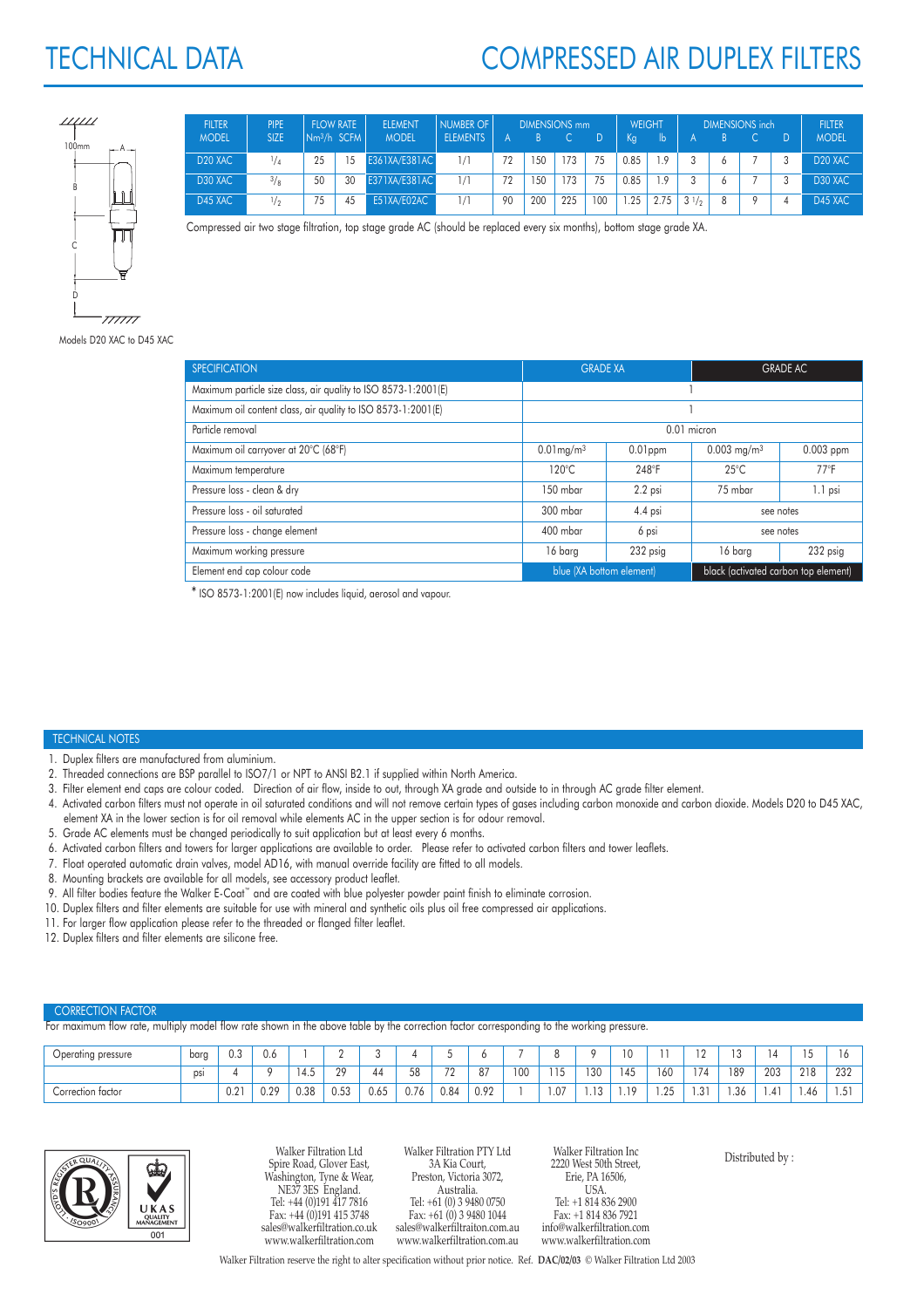# TECHNICAL DATA

# COMPRESSED AIR DUPLEX FILTERS

100mm

A

B

C

D

Models D20 XAC to D45 XAC

| FILTER MODEL | PIPE SIZE | FLOW RATE | | ELEMENT MODEL | NUMBER OF ELEMENTS | DIMENSIONS mm | | | | WEIGHT | | DIMENSIONS inch | | | | FILTER MODEL |
|---|---|---|---|---|---|---|---|---|---|---|---|---|---|---|---|---|
| | | $Nm^3/h$ | SCFM | | | A | B | C | D | Kg | lb | A | B | C | D | |
| D20 XAC | 1/4 | 25 | 15 | E361XA/E381AC | 1/1 | 72 | 150 | 173 | 75 | 0.85 | 1.9 | 3 | 6 | 7 | 3 | D20 XAC |
| D30 XAC | 3/8 | 50 | 30 | E371XA/E381AC | 1/1 | 72 | 150 | 173 | 75 | 0.85 | 1.9 | 3 | 6 | 7 | 3 | D30 XAC |
| D45 XAC | 1/2 | 75 | 45 | E51XA/E02AC | 1/1 | 90 | 200 | 225 | 100 | 1.25 | 2.75 | 3 1/2 | 8 | 9 | 4 | D45 XAC |

Compressed air two stage filtration, top stage grade AC (should be replaced every six months), bottom stage grade XA.

| SPECIFICATION | GRADE XA | | GRADE AC | |
|---|---|---|---|---|
| Maximum particle size class, air quality to ISO 8573-1:2001(E) | 1 | | | |
| Maximum oil content class, air quality to ISO 8573-1:2001(E) | 1 | | | |
| Particle removal | 0.01 micron | | | |
| Maximum oil carryover at 20°C (68°F) | $0.01 mg/m^3$ | 0.01ppm | $0.003 mg/m^3$ | 0.003 ppm |
| Maximum temperature | 120°C | 248°F | 25°C | 77°F |
| Pressure loss - clean & dry | 150 mbar | 2.2 psi | 75 mbar | 1.1 psi |
| Pressure loss - oil saturated | 300 mbar | 4.4 psi | see notes | |
| Pressure loss - change element | 400 mbar | 6 psi | see notes | |
| Maximum working pressure | 16 barg | 232 psig | 16 barg | 232 psig |
| Element end cap colour code | blue (XA bottom element) | | black (activated carbon top element) | |

\* ISO 8573-1:2001(E) now includes liquid, aerosol and vapour.

## TECHNICAL NOTES

1. Duplex filters are manufactured from aluminium.
2. Threaded connections are BSP parallel to ISO7/1 or NPT to ANSI B2.1 if supplied within North America.
3. Filter element end caps are colour coded. Direction of air flow, inside to out, through XA grade and outside to in through AC grade filter element.
4. Activated carbon filters must not operate in oil saturated conditions and will not remove certain types of gases including carbon monoxide and carbon dioxide. Models D20 to D45 XAC, element XA in the lower section is for oil removal while elements AC in the upper section is for odour removal.
5. Grade AC elements must be changed periodically to suit application but at least every 6 months.
6. Activated carbon filters and towers for larger applications are available to order. Please refer to activated carbon filters and tower leaflets.
7. Float operated automatic drain valves, model AD16, with manual override facility are fitted to all models.
8. Mounting brackets are available for all models, see accessory product leaflet.
9. All filter bodies feature the Walker E-Coat™ and are coated with blue polyester powder paint finish to eliminate corrosion.
10. Duplex filters and filter elements are suitable for use with mineral and synthetic oils plus oil free compressed air applications.
11. For larger flow application please refer to the threaded or flanged filter leaflet.
12. Duplex filters and filter elements are silicone free.

## CORRECTION FACTOR

For maximum flow rate, multiply model flow rate shown in the above table by the correction factor corresponding to the working pressure.

| | | | | | | | | | | | | | | | | | | | |
|---|---|---|---|---|---|---|---|---|---|---|---|---|---|---|---|---|---|---|---|
| Operating pressure | barg | 0.3 | 0.6 | 1 | 2 | 3 | 4 | 5 | 6 | 7 | 8 | 9 | 10 | 11 | 12 | 13 | 14 | 15 | 16 |
| | psi | 4 | 9 | 14.5 | 29 | 44 | 58 | 72 | 87 | 100 | 115 | 130 | 145 | 160 | 174 | 189 | 203 | 218 | 232 |
| Correction factor | | 0.21 | 0.29 | 0.38 | 0.53 | 0.65 | 0.76 | 0.84 | 0.92 | 1 | 1.07 | 1.13 | 1.19 | 1.25 | 1.31 | 1.36 | 1.41 | 1.46 | 1.51 |

LLOYD'S REGISTER QUALITY ASSURANCE ISO9001 — UKAS QUALITY MANAGEMENT 001

Walker Filtration Ltd
Spire Road, Glover East,
Washington, Tyne & Wear,
NE37 3ES England.
Tel: +44 (0)191 417 7816
Fax: +44 (0)191 415 3748
sales@walkerfiltration.co.uk
www.walkerfiltration.com

Walker Filtration PTY Ltd
3A Kia Court,
Preston, Victoria 3072,
Australia.
Tel: +61 (0) 3 9480 0750
Fax: +61 (0) 3 9480 1044
sales@walkerfiltraiton.com.au
www.walkerfiltration.com.au

Walker Filtration Inc
2220 West 50th Street,
Erie, PA 16506,
USA.
Tel: +1 814 836 2900
Fax: +1 814 836 7921
info@walkerfiltration.com
www.walkerfiltration.com

Distributed by :

Walker Filtration reserve the right to alter specification without prior notice. Ref. **DAC/02/03** © Walker Filtration Ltd 2003